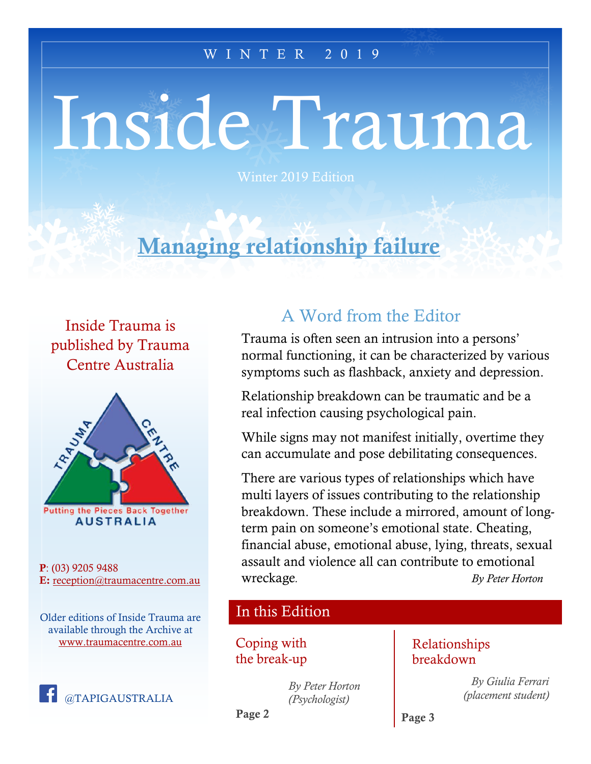WINTER 2019

# Inside Trauma

Winter 2019 Edition

## Managing relationship failure

Inside Trauma is published by Trauma Centre Australia

TRAUMA CENTRE
Putting the Pieces Back Together
AUSTRALIA

**P**: (03) 9205 9488
**E:** reception@traumacentre.com.au

Older editions of Inside Trauma are available through the Archive at www.traumacentre.com.au

@TAPIGAUSTRALIA

## A Word from the Editor

Trauma is often seen an intrusion into a persons' normal functioning, it can be characterized by various symptoms such as flashback, anxiety and depression.

Relationship breakdown can be traumatic and be a real infection causing psychological pain.

While signs may not manifest initially, overtime they can accumulate and pose debilitating consequences.

There are various types of relationships which have multi layers of issues contributing to the relationship breakdown. These include a mirrored, amount of long-term pain on someone's emotional state. Cheating, financial abuse, emotional abuse, lying, threats, sexual assault and violence all can contribute to emotional wreckage.

*By Peter Horton*

## In this Edition

**Coping with the break-up**

*By Peter Horton (Psychologist)*

**Page 2**

**Relationships breakdown**

*By Giulia Ferrari (placement student)*

**Page 3**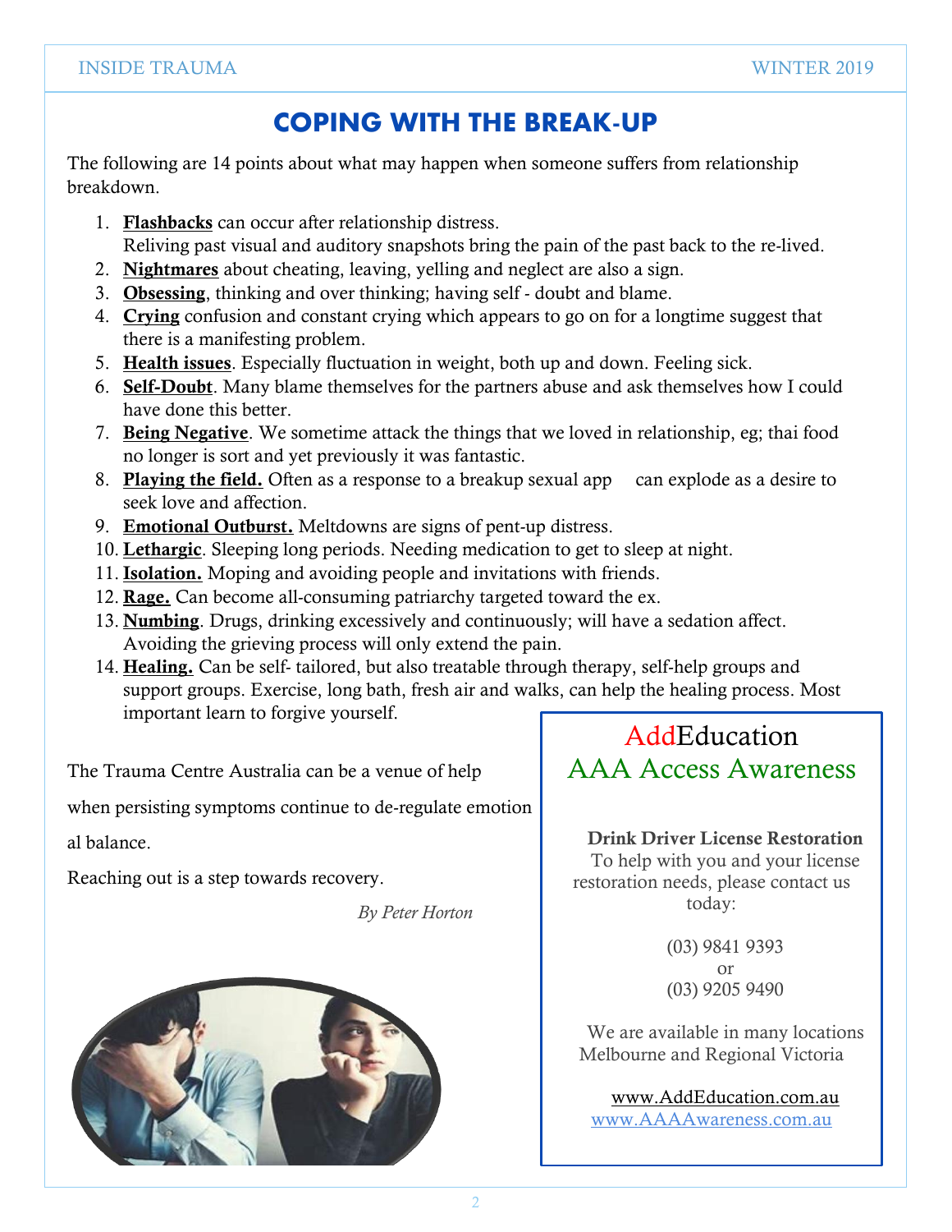# COPING WITH THE BREAK-UP

The following are 14 points about what may happen when someone suffers from relationship breakdown.

1. **Flashbacks** can occur after relationship distress.
   Reliving past visual and auditory snapshots bring the pain of the past back to the re-lived.
2. **Nightmares** about cheating, leaving, yelling and neglect are also a sign.
3. **Obsessing**, thinking and over thinking; having self - doubt and blame.
4. **Crying** confusion and constant crying which appears to go on for a longtime suggest that there is a manifesting problem.
5. **Health issues**. Especially fluctuation in weight, both up and down. Feeling sick.
6. **Self-Doubt**. Many blame themselves for the partners abuse and ask themselves how I could have done this better.
7. **Being Negative**. We sometime attack the things that we loved in relationship, eg; thai food no longer is sort and yet previously it was fantastic.
8. **Playing the field.** Often as a response to a breakup sexual app can explode as a desire to seek love and affection.
9. **Emotional Outburst.** Meltdowns are signs of pent-up distress.
10. **Lethargic**. Sleeping long periods. Needing medication to get to sleep at night.
11. **Isolation.** Moping and avoiding people and invitations with friends.
12. **Rage.** Can become all-consuming patriarchy targeted toward the ex.
13. **Numbing**. Drugs, drinking excessively and continuously; will have a sedation affect. Avoiding the grieving process will only extend the pain.
14. **Healing.** Can be self- tailored, but also treatable through therapy, self-help groups and support groups. Exercise, long bath, fresh air and walks, can help the healing process. Most important learn to forgive yourself.

The Trauma Centre Australia can be a venue of help when persisting symptoms continue to de-regulate emotion al balance.

Reaching out is a step towards recovery.

*By Peter Horton*

## AddEducation
## AAA Access Awareness

**Drink Driver License Restoration**

To help with you and your license restoration needs, please contact us today:

(03) 9841 9393
or
(03) 9205 9490

We are available in many locations Melbourne and Regional Victoria

www.AddEducation.com.au
www.AAAAwareness.com.au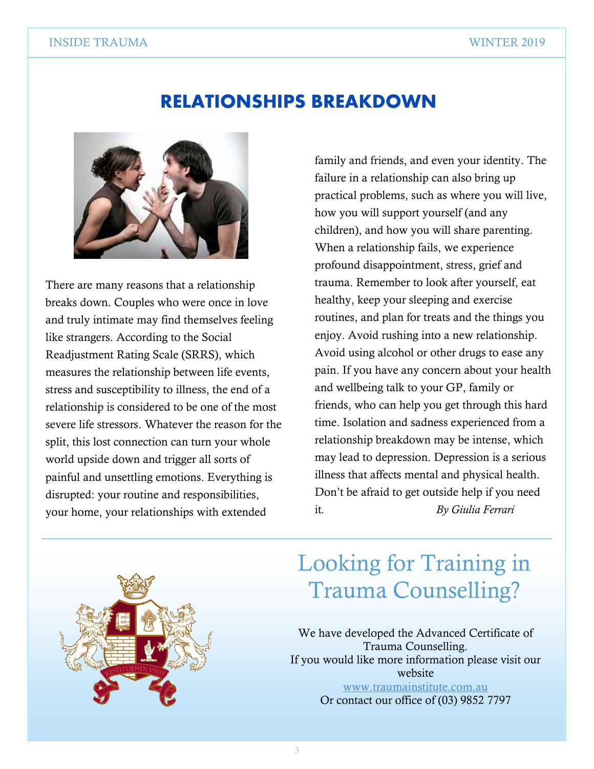# RELATIONSHIPS BREAKDOWN

There are many reasons that a relationship breaks down. Couples who were once in love and truly intimate may find themselves feeling like strangers. According to the Social Readjustment Rating Scale (SRRS), which measures the relationship between life events, stress and susceptibility to illness, the end of a relationship is considered to be one of the most severe life stressors. Whatever the reason for the split, this lost connection can turn your whole world upside down and trigger all sorts of painful and unsettling emotions. Everything is disrupted: your routine and responsibilities, your home, your relationships with extended family and friends, and even your identity. The failure in a relationship can also bring up practical problems, such as where you will live, how you will support yourself (and any children), and how you will share parenting. When a relationship fails, we experience profound disappointment, stress, grief and trauma. Remember to look after yourself, eat healthy, keep your sleeping and exercise routines, and plan for treats and the things you enjoy. Avoid rushing into a new relationship. Avoid using alcohol or other drugs to ease any pain. If you have any concern about your health and wellbeing talk to your GP, family or friends, who can help you get through this hard time. Isolation and sadness experienced from a relationship breakdown may be intense, which may lead to depression. Depression is a serious illness that affects mental and physical health. Don't be afraid to get outside help if you need it.

*By Giulia Ferrari*

---

## Looking for Training in Trauma Counselling?

We have developed the Advanced Certificate of Trauma Counselling.
If you would like more information please visit our website
www.traumainstitute.com.au
Or contact our office of (03) 9852 7797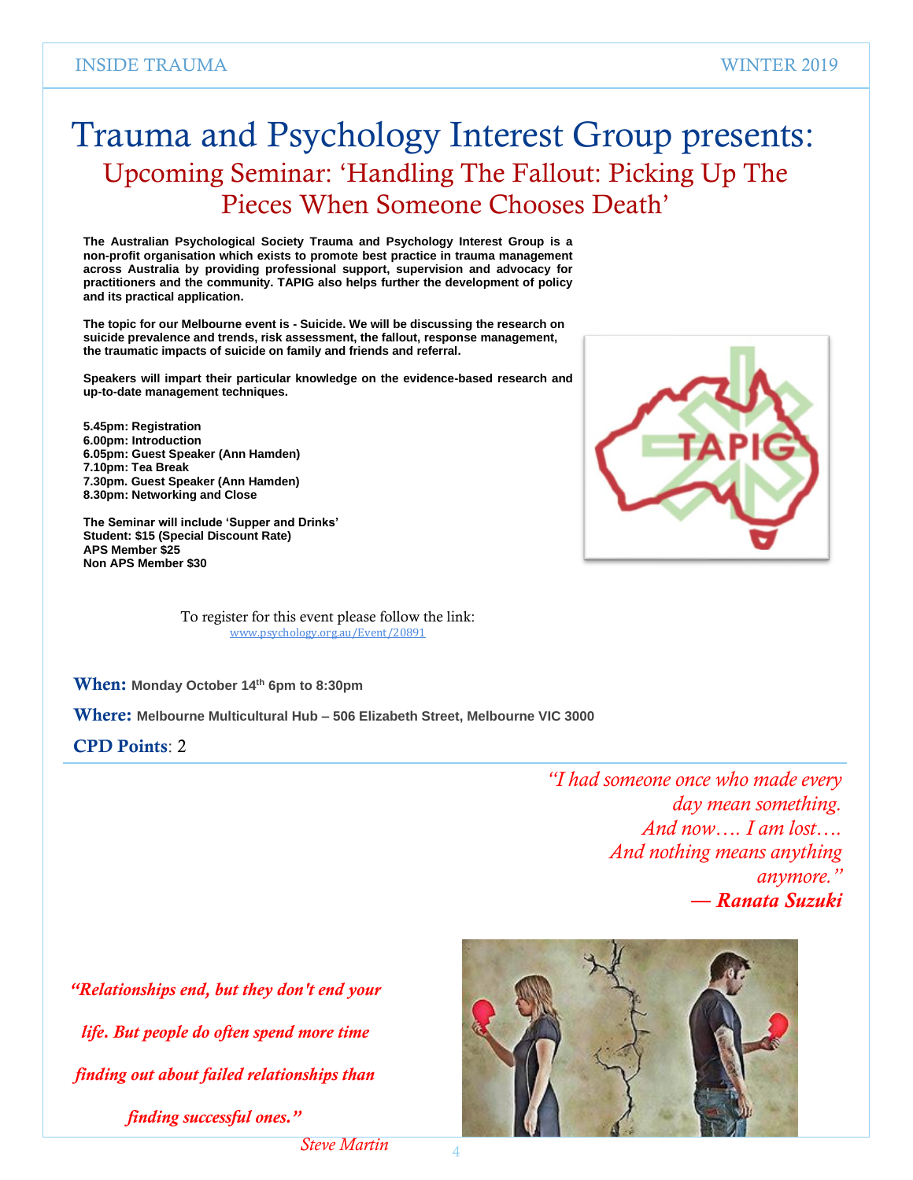# Trauma and Psychology Interest Group presents:

## Upcoming Seminar: 'Handling The Fallout: Picking Up The Pieces When Someone Chooses Death'

**The Australian Psychological Society Trauma and Psychology Interest Group is a non-profit organisation which exists to promote best practice in trauma management across Australia by providing professional support, supervision and advocacy for practitioners and the community. TAPIG also helps further the development of policy and its practical application.**

**The topic for our Melbourne event is - Suicide. We will be discussing the research on suicide prevalence and trends, risk assessment, the fallout, response management, the traumatic impacts of suicide on family and friends and referral.**

**Speakers will impart their particular knowledge on the evidence-based research and up-to-date management techniques.**

**5.45pm: Registration**
**6.00pm: Introduction**
**6.05pm: Guest Speaker (Ann Hamden)**
**7.10pm: Tea Break**
**7.30pm. Guest Speaker (Ann Hamden)**
**8.30pm: Networking and Close**

**The Seminar will include 'Supper and Drinks'**
**Student: $15 (Special Discount Rate)**
**APS Member $25**
**Non APS Member $30**

To register for this event please follow the link:
www.psychology.org.au/Event/20891

**When:** **Monday October 14th 6pm to 8:30pm**

**Where:** **Melbourne Multicultural Hub – 506 Elizabeth Street, Melbourne VIC 3000**

**CPD Points**: 2

*"I had someone once who made every day mean something. And now…. I am lost…. And nothing means anything anymore."*
***— Ranata Suzuki***

***"Relationships end, but they don't end your life. But people do often spend more time finding out about failed relationships than finding successful ones."***

*Steve Martin*